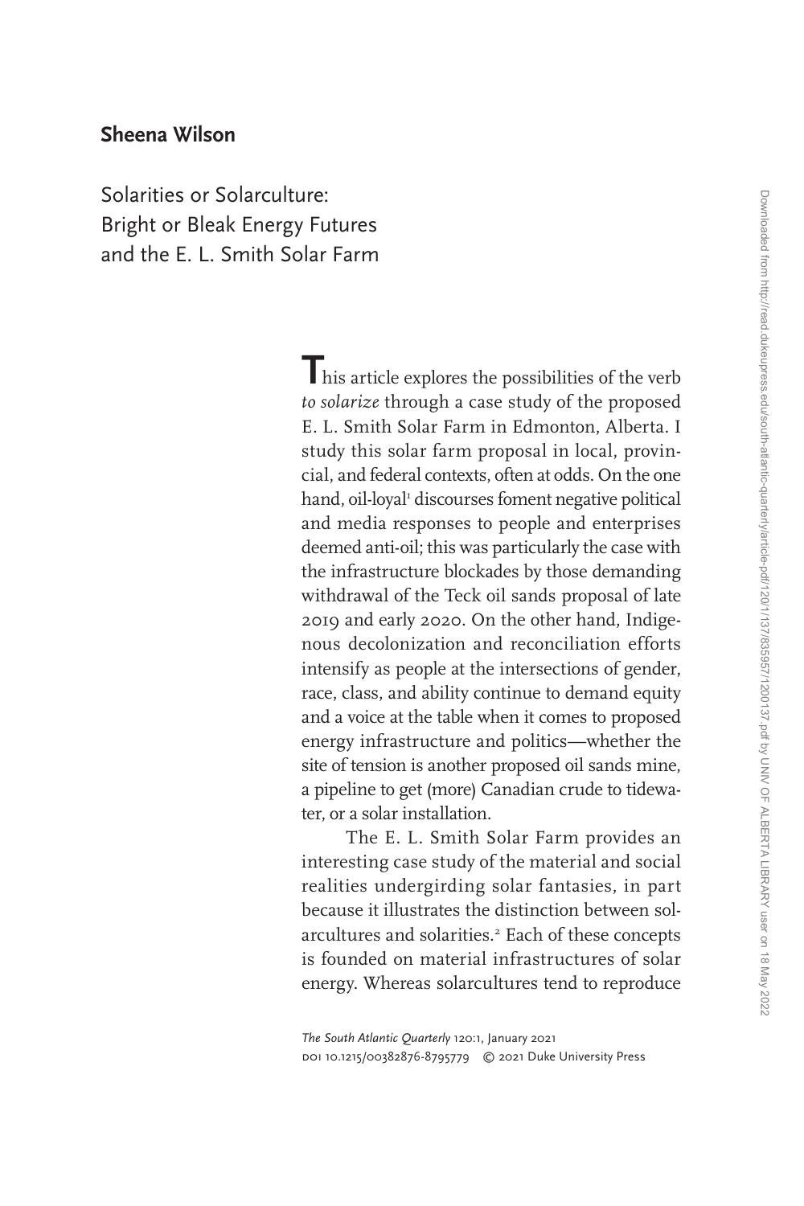**Sheena Wilson**

# Solarities or Solarculture: Bright or Bleak Energy Futures and the E. L. Smith Solar Farm

This article explores the possibilities of the verb *to solarize* through a case study of the proposed E. L. Smith Solar Farm in Edmonton, Alberta. I study this solar farm proposal in local, provincial, and federal contexts, often at odds. On the one hand, oil-loyal[1] discourses foment negative political and media responses to people and enterprises deemed anti-oil; this was particularly the case with the infrastructure blockades by those demanding withdrawal of the Teck oil sands proposal of late 2019 and early 2020. On the other hand, Indigenous decolonization and reconciliation efforts intensify as people at the intersections of gender, race, class, and ability continue to demand equity and a voice at the table when it comes to proposed energy infrastructure and politics—whether the site of tension is another proposed oil sands mine, a pipeline to get (more) Canadian crude to tidewater, or a solar installation.

The E. L. Smith Solar Farm provides an interesting case study of the material and social realities undergirding solar fantasies, in part because it illustrates the distinction between solarcultures and solarities.[2] Each of these concepts is founded on material infrastructures of solar energy. Whereas solarcultures tend to reproduce

*The South Atlantic Quarterly* 120:1, January 2021
DOI 10.1215/00382876-8795779 © 2021 Duke University Press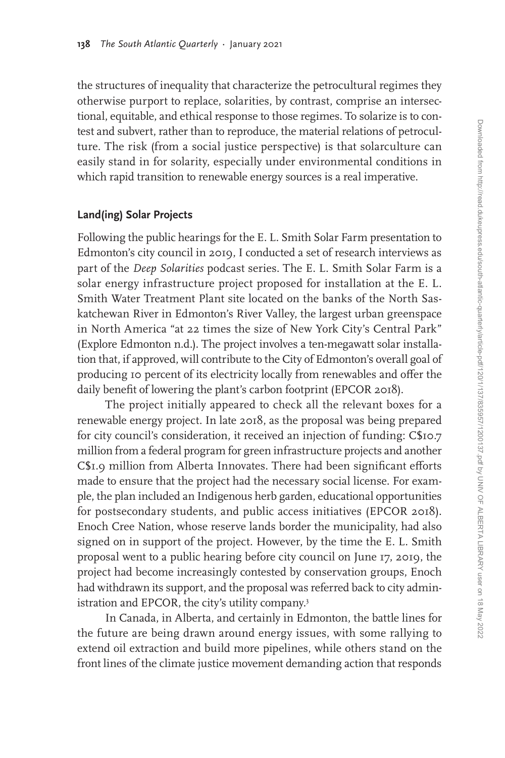the structures of inequality that characterize the petrocultural regimes they otherwise purport to replace, solarities, by contrast, comprise an intersectional, equitable, and ethical response to those regimes. To solarize is to contest and subvert, rather than to reproduce, the material relations of petroculture. The risk (from a social justice perspective) is that solarculture can easily stand in for solarity, especially under environmental conditions in which rapid transition to renewable energy sources is a real imperative.

## Land(ing) Solar Projects

Following the public hearings for the E. L. Smith Solar Farm presentation to Edmonton's city council in 2019, I conducted a set of research interviews as part of the *Deep Solarities* podcast series. The E. L. Smith Solar Farm is a solar energy infrastructure project proposed for installation at the E. L. Smith Water Treatment Plant site located on the banks of the North Saskatchewan River in Edmonton's River Valley, the largest urban greenspace in North America "at 22 times the size of New York City's Central Park" (Explore Edmonton n.d.). The project involves a ten-megawatt solar installation that, if approved, will contribute to the City of Edmonton's overall goal of producing 10 percent of its electricity locally from renewables and offer the daily benefit of lowering the plant's carbon footprint (EPCOR 2018).

The project initially appeared to check all the relevant boxes for a renewable energy project. In late 2018, as the proposal was being prepared for city council's consideration, it received an injection of funding: C$10.7 million from a federal program for green infrastructure projects and another C$1.9 million from Alberta Innovates. There had been significant efforts made to ensure that the project had the necessary social license. For example, the plan included an Indigenous herb garden, educational opportunities for postsecondary students, and public access initiatives (EPCOR 2018). Enoch Cree Nation, whose reserve lands border the municipality, had also signed on in support of the project. However, by the time the E. L. Smith proposal went to a public hearing before city council on June 17, 2019, the project had become increasingly contested by conservation groups, Enoch had withdrawn its support, and the proposal was referred back to city administration and EPCOR, the city's utility company.[3]

In Canada, in Alberta, and certainly in Edmonton, the battle lines for the future are being drawn around energy issues, with some rallying to extend oil extraction and build more pipelines, while others stand on the front lines of the climate justice movement demanding action that responds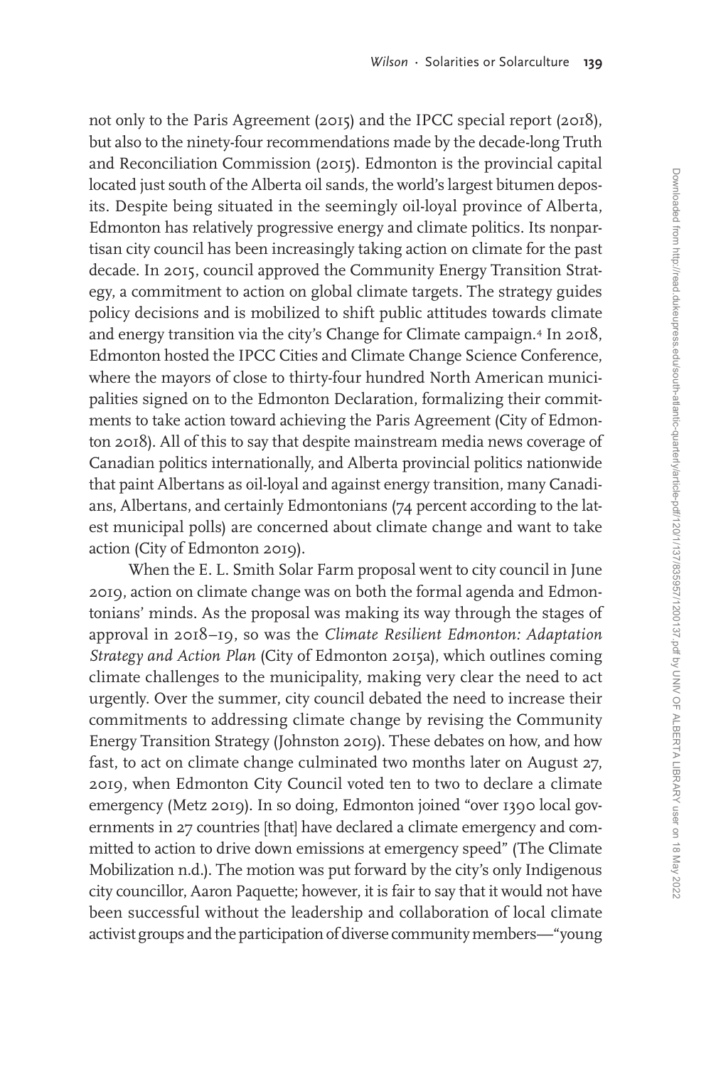not only to the Paris Agreement (2015) and the IPCC special report (2018), but also to the ninety-four recommendations made by the decade-long Truth and Reconciliation Commission (2015). Edmonton is the provincial capital located just south of the Alberta oil sands, the world's largest bitumen deposits. Despite being situated in the seemingly oil-loyal province of Alberta, Edmonton has relatively progressive energy and climate politics. Its nonpartisan city council has been increasingly taking action on climate for the past decade. In 2015, council approved the Community Energy Transition Strategy, a commitment to action on global climate targets. The strategy guides policy decisions and is mobilized to shift public attitudes towards climate and energy transition via the city's Change for Climate campaign.[4] In 2018, Edmonton hosted the IPCC Cities and Climate Change Science Conference, where the mayors of close to thirty-four hundred North American municipalities signed on to the Edmonton Declaration, formalizing their commitments to take action toward achieving the Paris Agreement (City of Edmonton 2018). All of this to say that despite mainstream media news coverage of Canadian politics internationally, and Alberta provincial politics nationwide that paint Albertans as oil-loyal and against energy transition, many Canadians, Albertans, and certainly Edmontonians (74 percent according to the latest municipal polls) are concerned about climate change and want to take action (City of Edmonton 2019).

When the E. L. Smith Solar Farm proposal went to city council in June 2019, action on climate change was on both the formal agenda and Edmontonians' minds. As the proposal was making its way through the stages of approval in 2018–19, so was the *Climate Resilient Edmonton: Adaptation Strategy and Action Plan* (City of Edmonton 2015a), which outlines coming climate challenges to the municipality, making very clear the need to act urgently. Over the summer, city council debated the need to increase their commitments to addressing climate change by revising the Community Energy Transition Strategy (Johnston 2019). These debates on how, and how fast, to act on climate change culminated two months later on August 27, 2019, when Edmonton City Council voted ten to two to declare a climate emergency (Metz 2019). In so doing, Edmonton joined "over 1390 local governments in 27 countries [that] have declared a climate emergency and committed to action to drive down emissions at emergency speed" (The Climate Mobilization n.d.). The motion was put forward by the city's only Indigenous city councillor, Aaron Paquette; however, it is fair to say that it would not have been successful without the leadership and collaboration of local climate activist groups and the participation of diverse community members—"young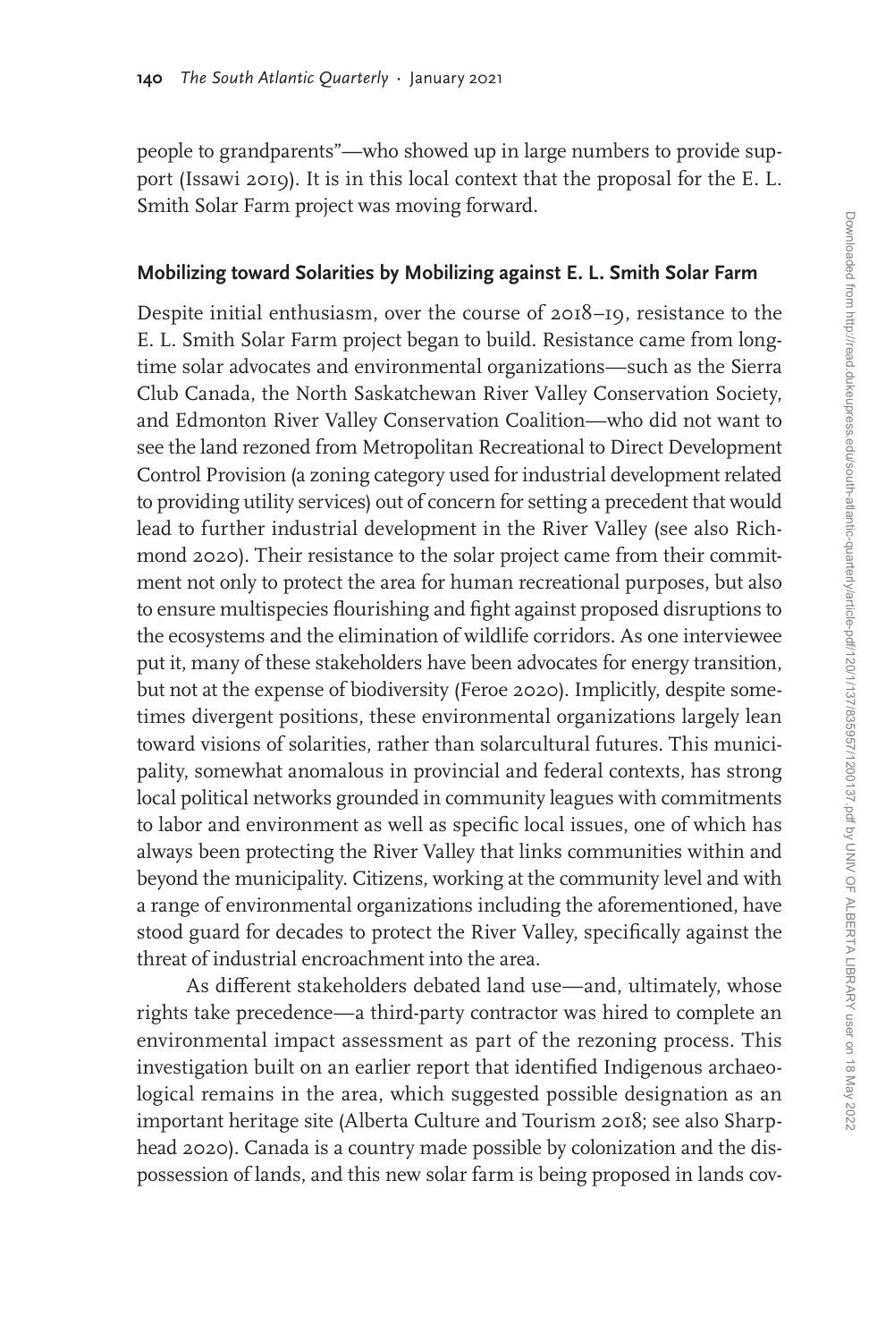people to grandparents"—who showed up in large numbers to provide support (Issawi 2019). It is in this local context that the proposal for the E. L. Smith Solar Farm project was moving forward.

### Mobilizing toward Solarities by Mobilizing against E. L. Smith Solar Farm

Despite initial enthusiasm, over the course of 2018–19, resistance to the E. L. Smith Solar Farm project began to build. Resistance came from longtime solar advocates and environmental organizations—such as the Sierra Club Canada, the North Saskatchewan River Valley Conservation Society, and Edmonton River Valley Conservation Coalition—who did not want to see the land rezoned from Metropolitan Recreational to Direct Development Control Provision (a zoning category used for industrial development related to providing utility services) out of concern for setting a precedent that would lead to further industrial development in the River Valley (see also Richmond 2020). Their resistance to the solar project came from their commitment not only to protect the area for human recreational purposes, but also to ensure multispecies flourishing and fight against proposed disruptions to the ecosystems and the elimination of wildlife corridors. As one interviewee put it, many of these stakeholders have been advocates for energy transition, but not at the expense of biodiversity (Feroe 2020). Implicitly, despite sometimes divergent positions, these environmental organizations largely lean toward visions of solarities, rather than solarcultural futures. This municipality, somewhat anomalous in provincial and federal contexts, has strong local political networks grounded in community leagues with commitments to labor and environment as well as specific local issues, one of which has always been protecting the River Valley that links communities within and beyond the municipality. Citizens, working at the community level and with a range of environmental organizations including the aforementioned, have stood guard for decades to protect the River Valley, specifically against the threat of industrial encroachment into the area.

As different stakeholders debated land use—and, ultimately, whose rights take precedence—a third-party contractor was hired to complete an environmental impact assessment as part of the rezoning process. This investigation built on an earlier report that identified Indigenous archaeological remains in the area, which suggested possible designation as an important heritage site (Alberta Culture and Tourism 2018; see also Sharphead 2020). Canada is a country made possible by colonization and the dispossession of lands, and this new solar farm is being proposed in lands cov-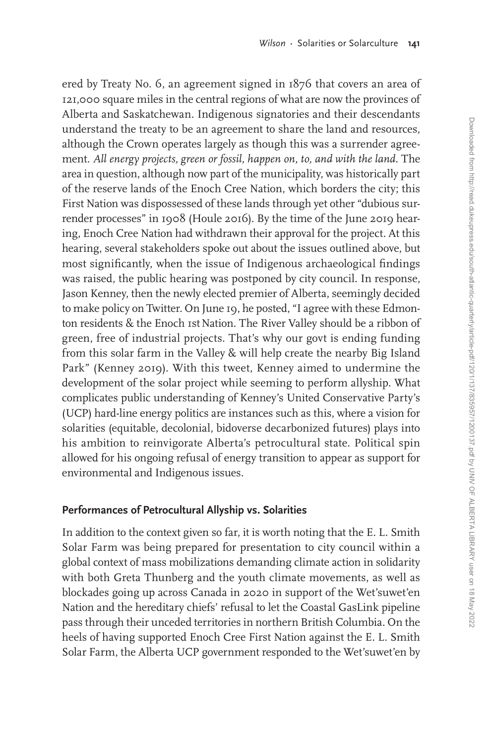ered by Treaty No. 6, an agreement signed in 1876 that covers an area of 121,000 square miles in the central regions of what are now the provinces of Alberta and Saskatchewan. Indigenous signatories and their descendants understand the treaty to be an agreement to share the land and resources, although the Crown operates largely as though this was a surrender agreement. *All energy projects, green or fossil, happen on, to, and with the land*. The area in question, although now part of the municipality, was historically part of the reserve lands of the Enoch Cree Nation, which borders the city; this First Nation was dispossessed of these lands through yet other "dubious surrender processes" in 1908 (Houle 2016). By the time of the June 2019 hearing, Enoch Cree Nation had withdrawn their approval for the project. At this hearing, several stakeholders spoke out about the issues outlined above, but most significantly, when the issue of Indigenous archaeological findings was raised, the public hearing was postponed by city council. In response, Jason Kenney, then the newly elected premier of Alberta, seemingly decided to make policy on Twitter. On June 19, he posted, "I agree with these Edmonton residents & the Enoch 1st Nation. The River Valley should be a ribbon of green, free of industrial projects. That's why our govt is ending funding from this solar farm in the Valley & will help create the nearby Big Island Park" (Kenney 2019). With this tweet, Kenney aimed to undermine the development of the solar project while seeming to perform allyship. What complicates public understanding of Kenney's United Conservative Party's (UCP) hard-line energy politics are instances such as this, where a vision for solarities (equitable, decolonial, bidoverse decarbonized futures) plays into his ambition to reinvigorate Alberta's petrocultural state. Political spin allowed for his ongoing refusal of energy transition to appear as support for environmental and Indigenous issues.

## Performances of Petrocultural Allyship vs. Solarities

In addition to the context given so far, it is worth noting that the E. L. Smith Solar Farm was being prepared for presentation to city council within a global context of mass mobilizations demanding climate action in solidarity with both Greta Thunberg and the youth climate movements, as well as blockades going up across Canada in 2020 in support of the Wet'suwet'en Nation and the hereditary chiefs' refusal to let the Coastal GasLink pipeline pass through their unceded territories in northern British Columbia. On the heels of having supported Enoch Cree First Nation against the E. L. Smith Solar Farm, the Alberta UCP government responded to the Wet'suwet'en by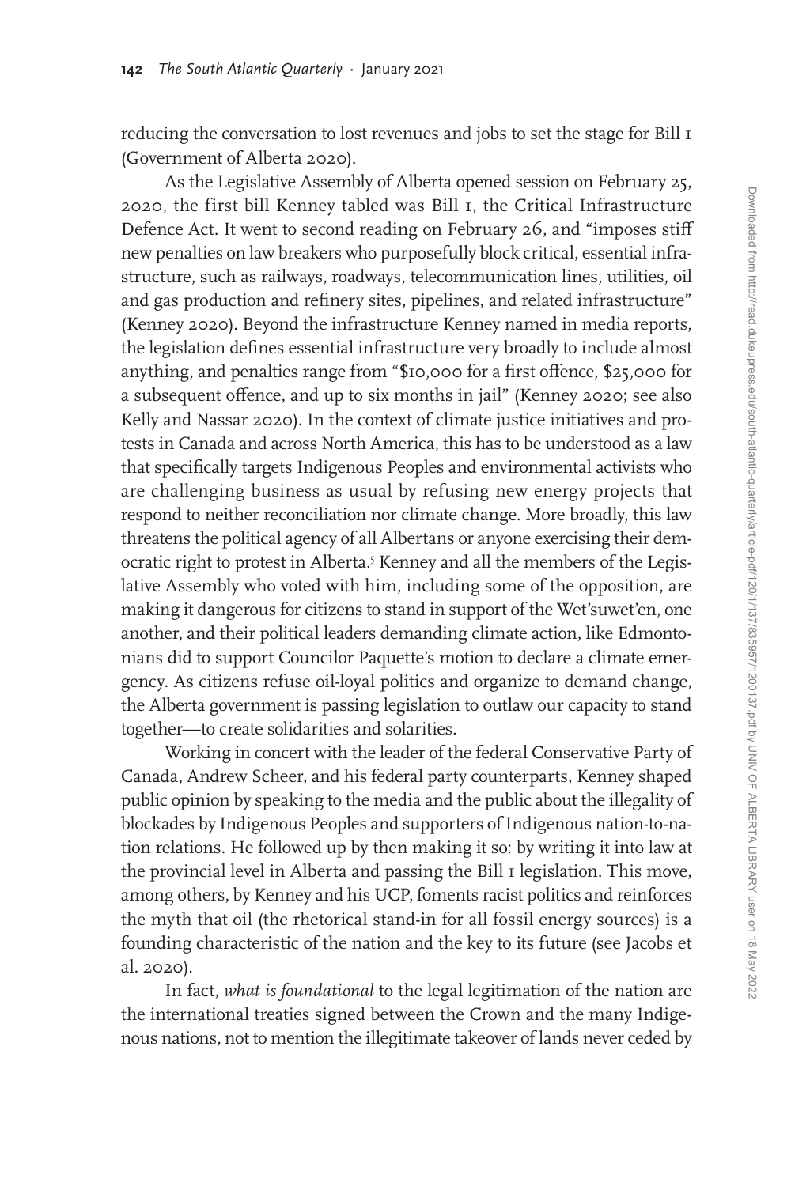reducing the conversation to lost revenues and jobs to set the stage for Bill 1 (Government of Alberta 2020).

As the Legislative Assembly of Alberta opened session on February 25, 2020, the first bill Kenney tabled was Bill 1, the Critical Infrastructure Defence Act. It went to second reading on February 26, and "imposes stiff new penalties on law breakers who purposefully block critical, essential infrastructure, such as railways, roadways, telecommunication lines, utilities, oil and gas production and refinery sites, pipelines, and related infrastructure" (Kenney 2020). Beyond the infrastructure Kenney named in media reports, the legislation defines essential infrastructure very broadly to include almost anything, and penalties range from "$10,000 for a first offence, $25,000 for a subsequent offence, and up to six months in jail" (Kenney 2020; see also Kelly and Nassar 2020). In the context of climate justice initiatives and protests in Canada and across North America, this has to be understood as a law that specifically targets Indigenous Peoples and environmental activists who are challenging business as usual by refusing new energy projects that respond to neither reconciliation nor climate change. More broadly, this law threatens the political agency of all Albertans or anyone exercising their democratic right to protest in Alberta.[5] Kenney and all the members of the Legislative Assembly who voted with him, including some of the opposition, are making it dangerous for citizens to stand in support of the Wet'suwet'en, one another, and their political leaders demanding climate action, like Edmontonians did to support Councilor Paquette's motion to declare a climate emergency. As citizens refuse oil-loyal politics and organize to demand change, the Alberta government is passing legislation to outlaw our capacity to stand together—to create solidarities and solarities.

Working in concert with the leader of the federal Conservative Party of Canada, Andrew Scheer, and his federal party counterparts, Kenney shaped public opinion by speaking to the media and the public about the illegality of blockades by Indigenous Peoples and supporters of Indigenous nation-to-nation relations. He followed up by then making it so: by writing it into law at the provincial level in Alberta and passing the Bill 1 legislation. This move, among others, by Kenney and his UCP, foments racist politics and reinforces the myth that oil (the rhetorical stand-in for all fossil energy sources) is a founding characteristic of the nation and the key to its future (see Jacobs et al. 2020).

In fact, *what is foundational* to the legal legitimation of the nation are the international treaties signed between the Crown and the many Indigenous nations, not to mention the illegitimate takeover of lands never ceded by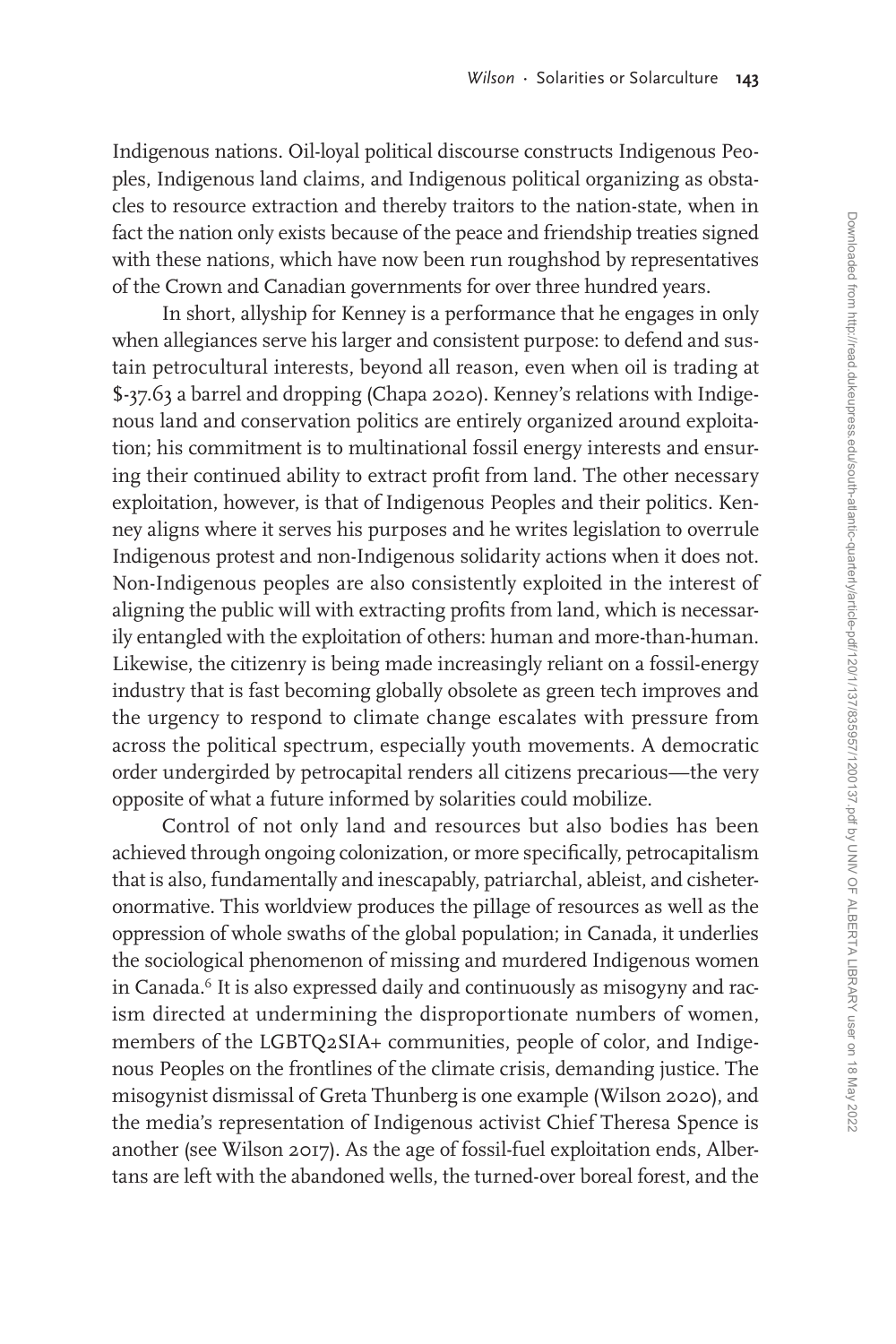Indigenous nations. Oil-loyal political discourse constructs Indigenous Peoples, Indigenous land claims, and Indigenous political organizing as obstacles to resource extraction and thereby traitors to the nation-state, when in fact the nation only exists because of the peace and friendship treaties signed with these nations, which have now been run roughshod by representatives of the Crown and Canadian governments for over three hundred years.

In short, allyship for Kenney is a performance that he engages in only when allegiances serve his larger and consistent purpose: to defend and sustain petrocultural interests, beyond all reason, even when oil is trading at $-37.63 a barrel and dropping (Chapa 2020). Kenney's relations with Indigenous land and conservation politics are entirely organized around exploitation; his commitment is to multinational fossil energy interests and ensuring their continued ability to extract profit from land. The other necessary exploitation, however, is that of Indigenous Peoples and their politics. Kenney aligns where it serves his purposes and he writes legislation to overrule Indigenous protest and non-Indigenous solidarity actions when it does not. Non-Indigenous peoples are also consistently exploited in the interest of aligning the public will with extracting profits from land, which is necessarily entangled with the exploitation of others: human and more-than-human. Likewise, the citizenry is being made increasingly reliant on a fossil-energy industry that is fast becoming globally obsolete as green tech improves and the urgency to respond to climate change escalates with pressure from across the political spectrum, especially youth movements. A democratic order undergirded by petrocapital renders all citizens precarious—the very opposite of what a future informed by solarities could mobilize.

Control of not only land and resources but also bodies has been achieved through ongoing colonization, or more specifically, petrocapitalism that is also, fundamentally and inescapably, patriarchal, ableist, and cisheteronormative. This worldview produces the pillage of resources as well as the oppression of whole swaths of the global population; in Canada, it underlies the sociological phenomenon of missing and murdered Indigenous women in Canada.[6] It is also expressed daily and continuously as misogyny and racism directed at undermining the disproportionate numbers of women, members of the LGBTQ2SIA+ communities, people of color, and Indigenous Peoples on the frontlines of the climate crisis, demanding justice. The misogynist dismissal of Greta Thunberg is one example (Wilson 2020), and the media's representation of Indigenous activist Chief Theresa Spence is another (see Wilson 2017). As the age of fossil-fuel exploitation ends, Albertans are left with the abandoned wells, the turned-over boreal forest, and the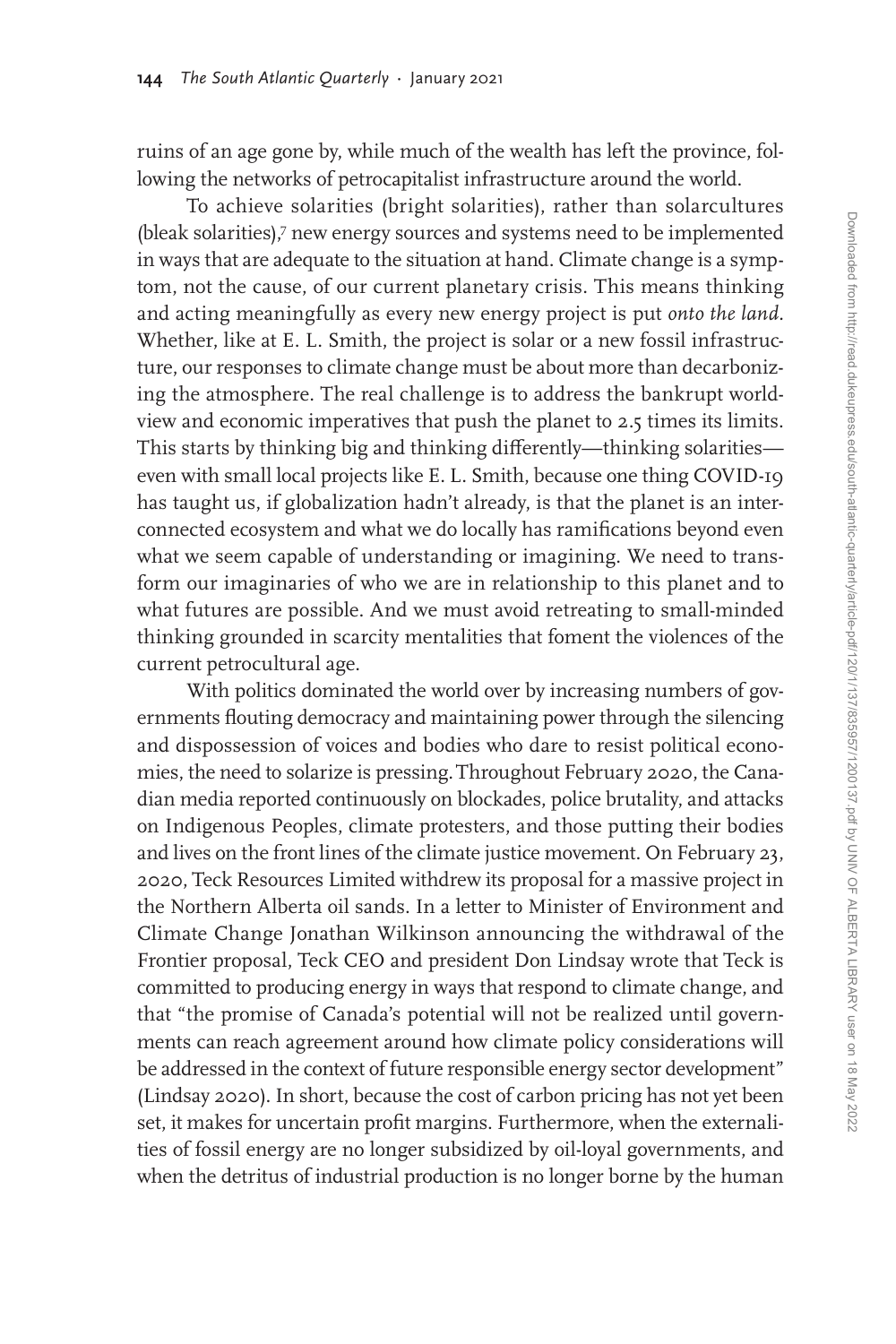ruins of an age gone by, while much of the wealth has left the province, following the networks of petrocapitalist infrastructure around the world.

To achieve solarities (bright solarities), rather than solarcultures (bleak solarities),[7] new energy sources and systems need to be implemented in ways that are adequate to the situation at hand. Climate change is a symptom, not the cause, of our current planetary crisis. This means thinking and acting meaningfully as every new energy project is put *onto the land*. Whether, like at E. L. Smith, the project is solar or a new fossil infrastructure, our responses to climate change must be about more than decarbonizing the atmosphere. The real challenge is to address the bankrupt worldview and economic imperatives that push the planet to 2.5 times its limits. This starts by thinking big and thinking differently—thinking solarities—even with small local projects like E. L. Smith, because one thing COVID-19 has taught us, if globalization hadn't already, is that the planet is an interconnected ecosystem and what we do locally has ramifications beyond even what we seem capable of understanding or imagining. We need to transform our imaginaries of who we are in relationship to this planet and to what futures are possible. And we must avoid retreating to small-minded thinking grounded in scarcity mentalities that foment the violences of the current petrocultural age.

With politics dominated the world over by increasing numbers of governments flouting democracy and maintaining power through the silencing and dispossession of voices and bodies who dare to resist political economies, the need to solarize is pressing. Throughout February 2020, the Canadian media reported continuously on blockades, police brutality, and attacks on Indigenous Peoples, climate protesters, and those putting their bodies and lives on the front lines of the climate justice movement. On February 23, 2020, Teck Resources Limited withdrew its proposal for a massive project in the Northern Alberta oil sands. In a letter to Minister of Environment and Climate Change Jonathan Wilkinson announcing the withdrawal of the Frontier proposal, Teck CEO and president Don Lindsay wrote that Teck is committed to producing energy in ways that respond to climate change, and that "the promise of Canada's potential will not be realized until governments can reach agreement around how climate policy considerations will be addressed in the context of future responsible energy sector development" (Lindsay 2020). In short, because the cost of carbon pricing has not yet been set, it makes for uncertain profit margins. Furthermore, when the externalities of fossil energy are no longer subsidized by oil-loyal governments, and when the detritus of industrial production is no longer borne by the human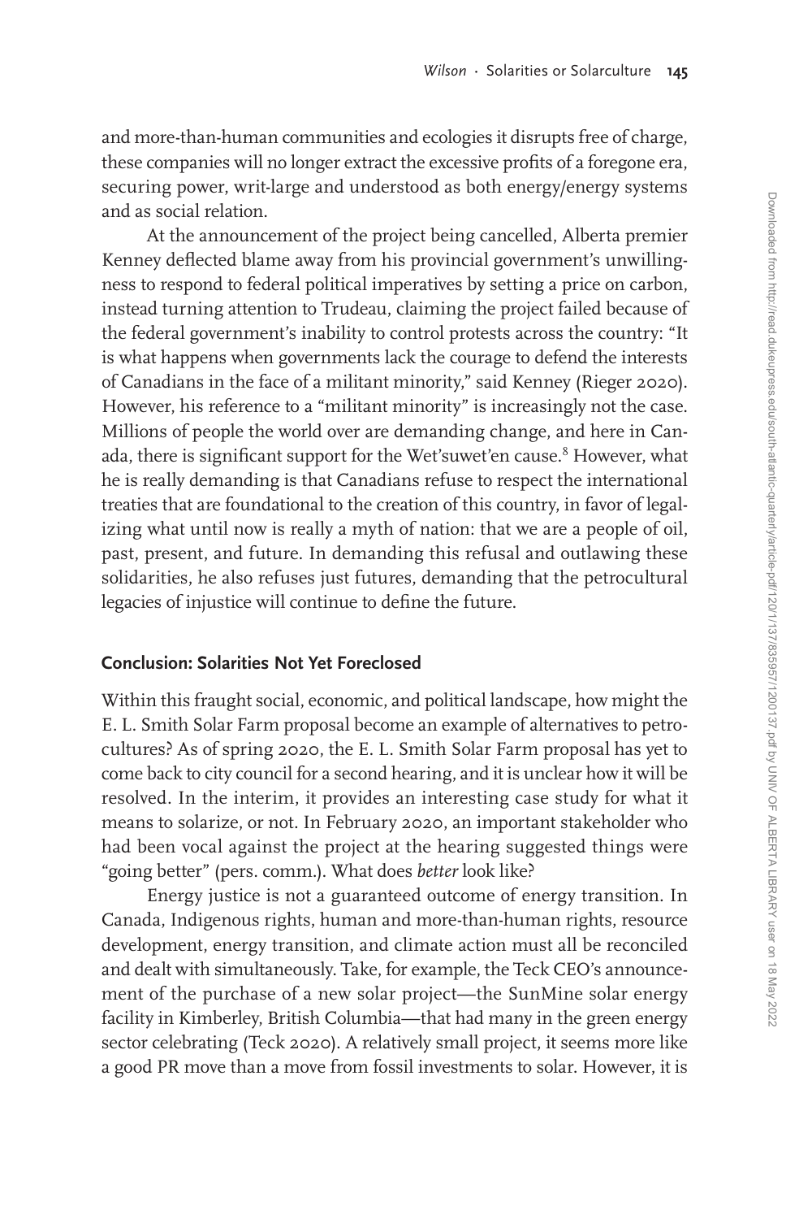and more-than-human communities and ecologies it disrupts free of charge, these companies will no longer extract the excessive profits of a foregone era, securing power, writ-large and understood as both energy/energy systems and as social relation.

At the announcement of the project being cancelled, Alberta premier Kenney deflected blame away from his provincial government's unwillingness to respond to federal political imperatives by setting a price on carbon, instead turning attention to Trudeau, claiming the project failed because of the federal government's inability to control protests across the country: "It is what happens when governments lack the courage to defend the interests of Canadians in the face of a militant minority," said Kenney (Rieger 2020). However, his reference to a "militant minority" is increasingly not the case. Millions of people the world over are demanding change, and here in Canada, there is significant support for the Wet'suwet'en cause.[8] However, what he is really demanding is that Canadians refuse to respect the international treaties that are foundational to the creation of this country, in favor of legalizing what until now is really a myth of nation: that we are a people of oil, past, present, and future. In demanding this refusal and outlawing these solidarities, he also refuses just futures, demanding that the petrocultural legacies of injustice will continue to define the future.

### Conclusion: Solarities Not Yet Foreclosed

Within this fraught social, economic, and political landscape, how might the E. L. Smith Solar Farm proposal become an example of alternatives to petrocultures? As of spring 2020, the E. L. Smith Solar Farm proposal has yet to come back to city council for a second hearing, and it is unclear how it will be resolved. In the interim, it provides an interesting case study for what it means to solarize, or not. In February 2020, an important stakeholder who had been vocal against the project at the hearing suggested things were "going better" (pers. comm.). What does *better* look like?

Energy justice is not a guaranteed outcome of energy transition. In Canada, Indigenous rights, human and more-than-human rights, resource development, energy transition, and climate action must all be reconciled and dealt with simultaneously. Take, for example, the Teck CEO's announcement of the purchase of a new solar project—the SunMine solar energy facility in Kimberley, British Columbia—that had many in the green energy sector celebrating (Teck 2020). A relatively small project, it seems more like a good PR move than a move from fossil investments to solar. However, it is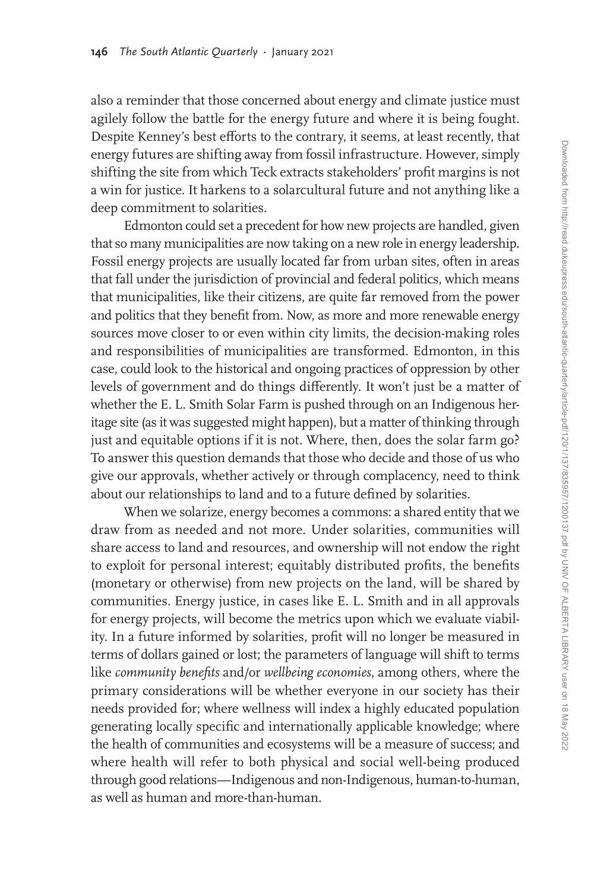also a reminder that those concerned about energy and climate justice must agilely follow the battle for the energy future and where it is being fought. Despite Kenney's best efforts to the contrary, it seems, at least recently, that energy futures are shifting away from fossil infrastructure. However, simply shifting the site from which Teck extracts stakeholders' profit margins is not a win for justice. It harkens to a solarcultural future and not anything like a deep commitment to solarities.

Edmonton could set a precedent for how new projects are handled, given that so many municipalities are now taking on a new role in energy leadership. Fossil energy projects are usually located far from urban sites, often in areas that fall under the jurisdiction of provincial and federal politics, which means that municipalities, like their citizens, are quite far removed from the power and politics that they benefit from. Now, as more and more renewable energy sources move closer to or even within city limits, the decision-making roles and responsibilities of municipalities are transformed. Edmonton, in this case, could look to the historical and ongoing practices of oppression by other levels of government and do things differently. It won't just be a matter of whether the E. L. Smith Solar Farm is pushed through on an Indigenous heritage site (as it was suggested might happen), but a matter of thinking through just and equitable options if it is not. Where, then, does the solar farm go? To answer this question demands that those who decide and those of us who give our approvals, whether actively or through complacency, need to think about our relationships to land and to a future defined by solarities.

When we solarize, energy becomes a commons: a shared entity that we draw from as needed and not more. Under solarities, communities will share access to land and resources, and ownership will not endow the right to exploit for personal interest; equitably distributed profits, the benefits (monetary or otherwise) from new projects on the land, will be shared by communities. Energy justice, in cases like E. L. Smith and in all approvals for energy projects, will become the metrics upon which we evaluate viability. In a future informed by solarities, profit will no longer be measured in terms of dollars gained or lost; the parameters of language will shift to terms like *community benefits* and/or *wellbeing economies*, among others, where the primary considerations will be whether everyone in our society has their needs provided for; where wellness will index a highly educated population generating locally specific and internationally applicable knowledge; where the health of communities and ecosystems will be a measure of success; and where health will refer to both physical and social well-being produced through good relations—Indigenous and non-Indigenous, human-to-human, as well as human and more-than-human.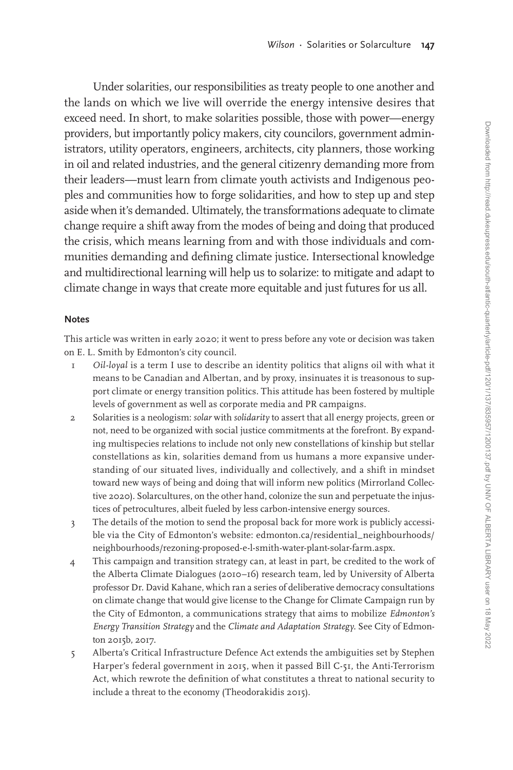Under solarities, our responsibilities as treaty people to one another and the lands on which we live will override the energy intensive desires that exceed need. In short, to make solarities possible, those with power—energy providers, but importantly policy makers, city councilors, government administrators, utility operators, engineers, architects, city planners, those working in oil and related industries, and the general citizenry demanding more from their leaders—must learn from climate youth activists and Indigenous peoples and communities how to forge solidarities, and how to step up and step aside when it's demanded. Ultimately, the transformations adequate to climate change require a shift away from the modes of being and doing that produced the crisis, which means learning from and with those individuals and communities demanding and defining climate justice. Intersectional knowledge and multidirectional learning will help us to solarize: to mitigate and adapt to climate change in ways that create more equitable and just futures for us all.

#### Notes

This article was written in early 2020; it went to press before any vote or decision was taken on E. L. Smith by Edmonton's city council.

1. *Oil-loyal* is a term I use to describe an identity politics that aligns oil with what it means to be Canadian and Albertan, and by proxy, insinuates it is treasonous to support climate or energy transition politics. This attitude has been fostered by multiple levels of government as well as corporate media and PR campaigns.
2. Solarities is a neologism: *solar* with *solidarity* to assert that all energy projects, green or not, need to be organized with social justice commitments at the forefront. By expanding multispecies relations to include not only new constellations of kinship but stellar constellations as kin, solarities demand from us humans a more expansive understanding of our situated lives, individually and collectively, and a shift in mindset toward new ways of being and doing that will inform new politics (Mirrorland Collective 2020). Solarcultures, on the other hand, colonize the sun and perpetuate the injustices of petrocultures, albeit fueled by less carbon-intensive energy sources.
3. The details of the motion to send the proposal back for more work is publicly accessible via the City of Edmonton's website: edmonton.ca/residential_neighbourhoods/neighbourhoods/rezoning-proposed-e-l-smith-water-plant-solar-farm.aspx.
4. This campaign and transition strategy can, at least in part, be credited to the work of the Alberta Climate Dialogues (2010–16) research team, led by University of Alberta professor Dr. David Kahane, which ran a series of deliberative democracy consultations on climate change that would give license to the Change for Climate Campaign run by the City of Edmonton, a communications strategy that aims to mobilize *Edmonton's Energy Transition Strategy* and the *Climate and Adaptation Strategy*. See City of Edmonton 2015b, 2017.
5. Alberta's Critical Infrastructure Defence Act extends the ambiguities set by Stephen Harper's federal government in 2015, when it passed Bill C-51, the Anti-Terrorism Act, which rewrote the definition of what constitutes a threat to national security to include a threat to the economy (Theodorakidis 2015).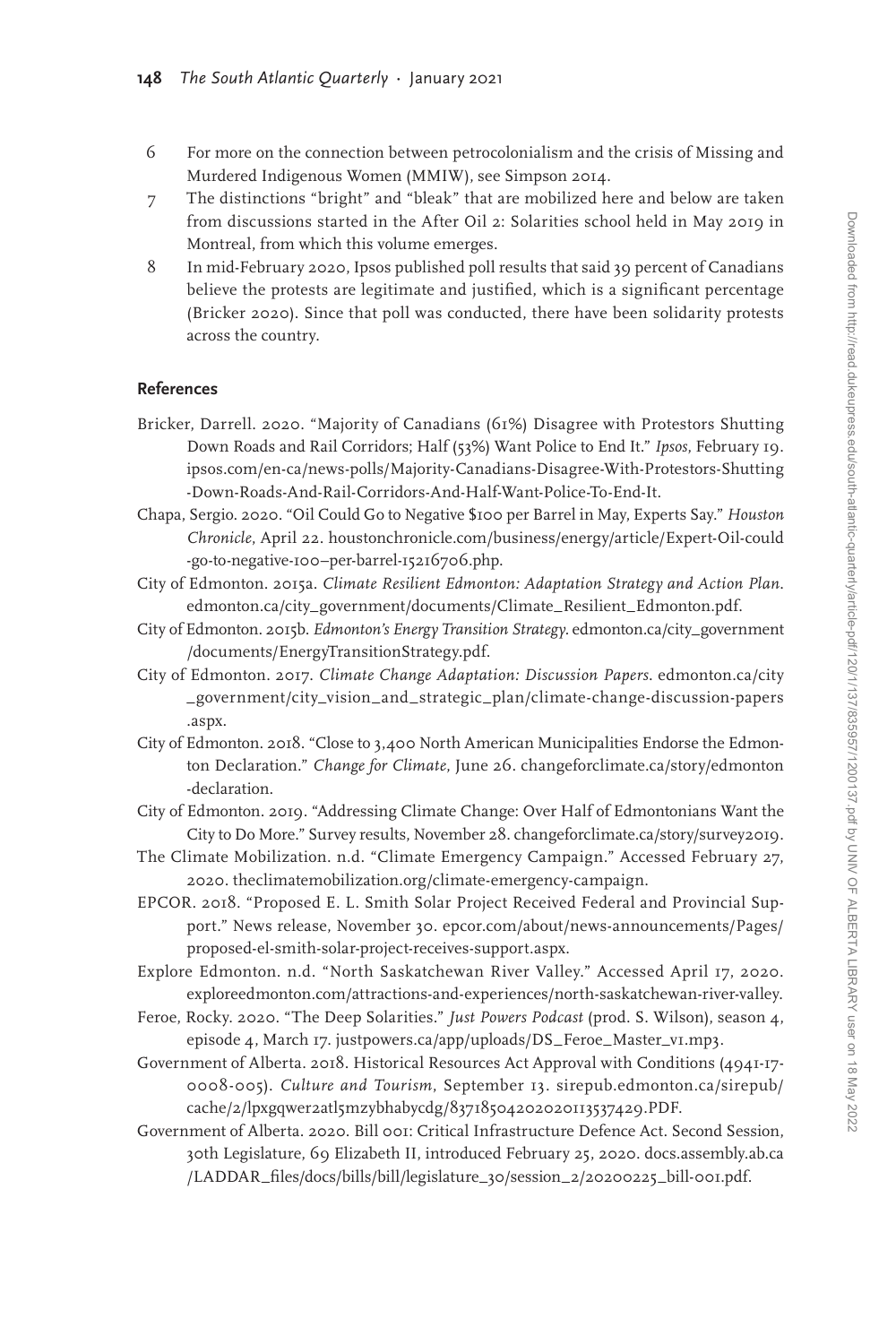6 For more on the connection between petrocolonialism and the crisis of Missing and Murdered Indigenous Women (MMIW), see Simpson 2014.

7 The distinctions "bright" and "bleak" that are mobilized here and below are taken from discussions started in the After Oil 2: Solarities school held in May 2019 in Montreal, from which this volume emerges.

8 In mid-February 2020, Ipsos published poll results that said 39 percent of Canadians believe the protests are legitimate and justified, which is a significant percentage (Bricker 2020). Since that poll was conducted, there have been solidarity protests across the country.

## References

Bricker, Darrell. 2020. "Majority of Canadians (61%) Disagree with Protestors Shutting Down Roads and Rail Corridors; Half (53%) Want Police to End It." *Ipsos*, February 19. ipsos.com/en-ca/news-polls/Majority-Canadians-Disagree-With-Protestors-Shutting-Down-Roads-And-Rail-Corridors-And-Half-Want-Police-To-End-It.

Chapa, Sergio. 2020. "Oil Could Go to Negative $100 per Barrel in May, Experts Say." *Houston Chronicle*, April 22. houstonchronicle.com/business/energy/article/Expert-Oil-could-go-to-negative-100–per-barrel-15216706.php.

City of Edmonton. 2015a. *Climate Resilient Edmonton: Adaptation Strategy and Action Plan*. edmonton.ca/city_government/documents/Climate_Resilient_Edmonton.pdf.

City of Edmonton. 2015b. *Edmonton's Energy Transition Strategy*. edmonton.ca/city_government/documents/EnergyTransitionStrategy.pdf.

City of Edmonton. 2017. *Climate Change Adaptation: Discussion Papers*. edmonton.ca/city_government/city_vision_and_strategic_plan/climate-change-discussion-papers.aspx.

City of Edmonton. 2018. "Close to 3,400 North American Municipalities Endorse the Edmonton Declaration." *Change for Climate*, June 26. changeforclimate.ca/story/edmonton-declaration.

City of Edmonton. 2019. "Addressing Climate Change: Over Half of Edmontonians Want the City to Do More." Survey results, November 28. changeforclimate.ca/story/survey2019.

The Climate Mobilization. n.d. "Climate Emergency Campaign." Accessed February 27, 2020. theclimatemobilization.org/climate-emergency-campaign.

EPCOR. 2018. "Proposed E. L. Smith Solar Project Received Federal and Provincial Support." News release, November 30. epcor.com/about/news-announcements/Pages/proposed-el-smith-solar-project-receives-support.aspx.

Explore Edmonton. n.d. "North Saskatchewan River Valley." Accessed April 17, 2020. exploreedmonton.com/attractions-and-experiences/north-saskatchewan-river-valley.

Feroe, Rocky. 2020. "The Deep Solarities." *Just Powers Podcast* (prod. S. Wilson), season 4, episode 4, March 17. justpowers.ca/app/uploads/DS_Feroe_Master_v1.mp3.

Government of Alberta. 2018. Historical Resources Act Approval with Conditions (4941-17-0008-005). *Culture and Tourism*, September 13. sirepub.edmonton.ca/sirepub/cache/2/lpxgqwer2atl5mzybhabycdg/837185042020201135374 29.PDF.

Government of Alberta. 2020. Bill 001: Critical Infrastructure Defence Act. Second Session, 30th Legislature, 69 Elizabeth II, introduced February 25, 2020. docs.assembly.ab.ca/LADDAR_files/docs/bills/bill/legislature_30/session_2/20200225_bill-001.pdf.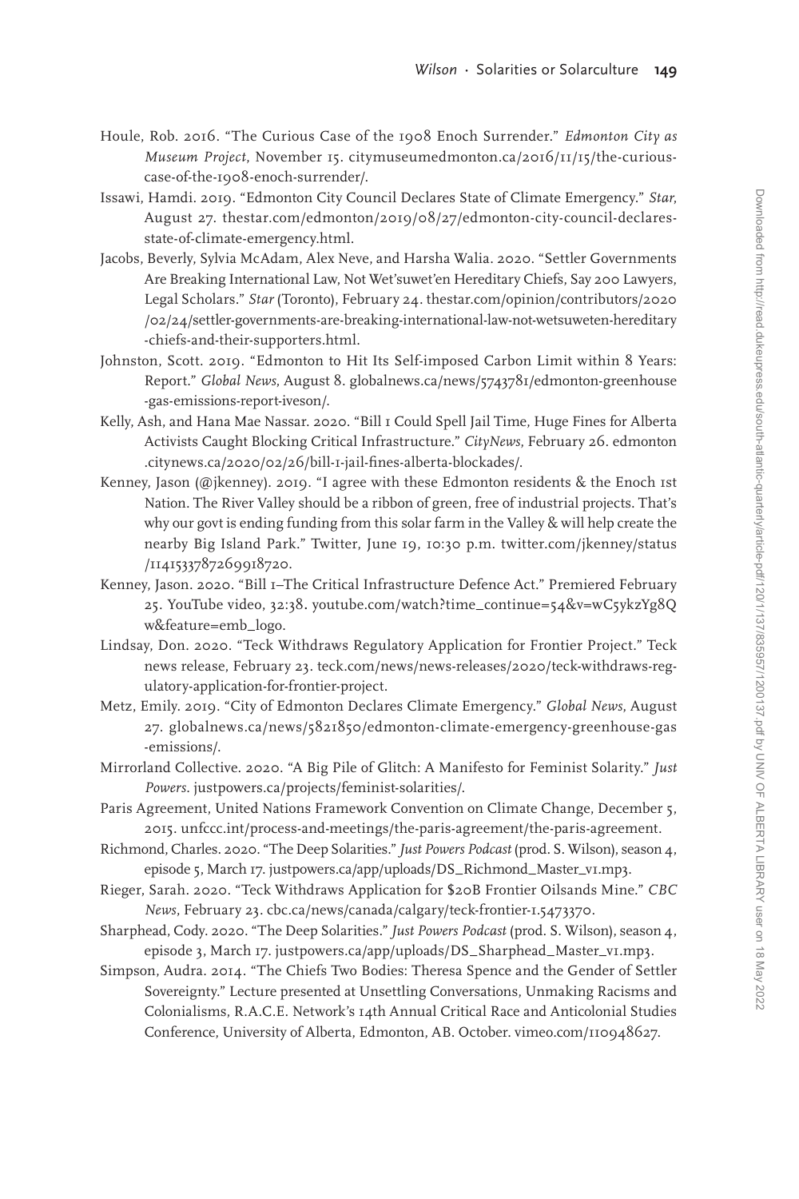Houle, Rob. 2016. "The Curious Case of the 1908 Enoch Surrender." *Edmonton City as Museum Project*, November 15. citymuseumedmonton.ca/2016/11/15/the-curious-case-of-the-1908-enoch-surrender/.

Issawi, Hamdi. 2019. "Edmonton City Council Declares State of Climate Emergency." *Star*, August 27. thestar.com/edmonton/2019/08/27/edmonton-city-council-declares-state-of-climate-emergency.html.

Jacobs, Beverly, Sylvia McAdam, Alex Neve, and Harsha Walia. 2020. "Settler Governments Are Breaking International Law, Not Wet'suwet'en Hereditary Chiefs, Say 200 Lawyers, Legal Scholars." *Star* (Toronto), February 24. thestar.com/opinion/contributors/2020/02/24/settler-governments-are-breaking-international-law-not-wetsuweten-hereditary-chiefs-and-their-supporters.html.

Johnston, Scott. 2019. "Edmonton to Hit Its Self-imposed Carbon Limit within 8 Years: Report." *Global News*, August 8. globalnews.ca/news/5743781/edmonton-greenhouse-gas-emissions-report-iveson/.

Kelly, Ash, and Hana Mae Nassar. 2020. "Bill 1 Could Spell Jail Time, Huge Fines for Alberta Activists Caught Blocking Critical Infrastructure." *CityNews*, February 26. edmonton.citynews.ca/2020/02/26/bill-1-jail-fines-alberta-blockades/.

Kenney, Jason (@jkenney). 2019. "I agree with these Edmonton residents & the Enoch 1st Nation. The River Valley should be a ribbon of green, free of industrial projects. That's why our govt is ending funding from this solar farm in the Valley & will help create the nearby Big Island Park." Twitter, June 19, 10:30 p.m. twitter.com/jkenney/status/1141533787269918720.

Kenney, Jason. 2020. "Bill 1–The Critical Infrastructure Defence Act." Premiered February 25. YouTube video, 32:38. youtube.com/watch?time_continue=54&v=wC5ykzYg8Qw&feature=emb_logo.

Lindsay, Don. 2020. "Teck Withdraws Regulatory Application for Frontier Project." Teck news release, February 23. teck.com/news/news-releases/2020/teck-withdraws-regulatory-application-for-frontier-project.

Metz, Emily. 2019. "City of Edmonton Declares Climate Emergency." *Global News*, August 27. globalnews.ca/news/5821850/edmonton-climate-emergency-greenhouse-gas-emissions/.

Mirrorland Collective. 2020. "A Big Pile of Glitch: A Manifesto for Feminist Solarity." *Just Powers*. justpowers.ca/projects/feminist-solarities/.

Paris Agreement, United Nations Framework Convention on Climate Change, December 5, 2015. unfccc.int/process-and-meetings/the-paris-agreement/the-paris-agreement.

Richmond, Charles. 2020. "The Deep Solarities." *Just Powers Podcast* (prod. S. Wilson), season 4, episode 5, March 17. justpowers.ca/app/uploads/DS_Richmond_Master_v1.mp3.

Rieger, Sarah. 2020. "Teck Withdraws Application for $20B Frontier Oilsands Mine." *CBC News*, February 23. cbc.ca/news/canada/calgary/teck-frontier-1.5473370.

Sharphead, Cody. 2020. "The Deep Solarities." *Just Powers Podcast* (prod. S. Wilson), season 4, episode 3, March 17. justpowers.ca/app/uploads/DS_Sharphead_Master_v1.mp3.

Simpson, Audra. 2014. "The Chiefs Two Bodies: Theresa Spence and the Gender of Settler Sovereignty." Lecture presented at Unsettling Conversations, Unmaking Racisms and Colonialisms, R.A.C.E. Network's 14th Annual Critical Race and Anticolonial Studies Conference, University of Alberta, Edmonton, AB. October. vimeo.com/110948627.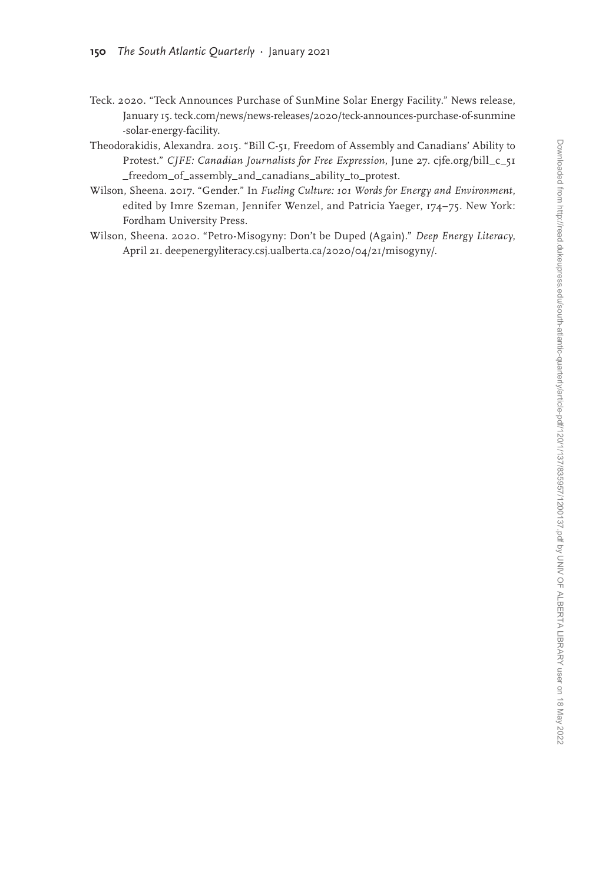Teck. 2020. "Teck Announces Purchase of SunMine Solar Energy Facility." News release, January 15. teck.com/news/news-releases/2020/teck-announces-purchase-of-sunmine-solar-energy-facility.

Theodorakidis, Alexandra. 2015. "Bill C-51, Freedom of Assembly and Canadians' Ability to Protest." *CJFE: Canadian Journalists for Free Expression*, June 27. cjfe.org/bill_c_51_freedom_of_assembly_and_canadians_ability_to_protest.

Wilson, Sheena. 2017. "Gender." In *Fueling Culture: 101 Words for Energy and Environment*, edited by Imre Szeman, Jennifer Wenzel, and Patricia Yaeger, 174–75. New York: Fordham University Press.

Wilson, Sheena. 2020. "Petro-Misogyny: Don't be Duped (Again)." *Deep Energy Literacy*, April 21. deepenergyliteracy.csj.ualberta.ca/2020/04/21/misogyny/.